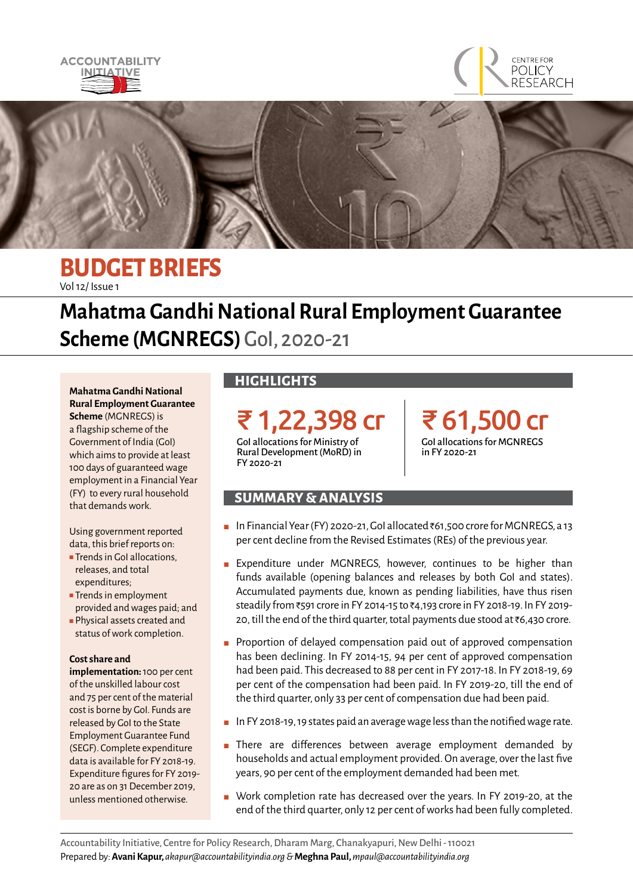ACCOUNTABILITY INITIATIVE

CENTRE FOR POLICY RESEARCH

# BUDGET BRIEFS

Vol 12/ Issue 1

# Mahatma Gandhi National Rural Employment Guarantee Scheme (MGNREGS) GoI, 2020-21

**Mahatma Gandhi National Rural Employment Guarantee Scheme** (MGNREGS) is a flagship scheme of the Government of India (GoI) which aims to provide at least 100 days of guaranteed wage employment in a Financial Year (FY) to every rural household that demands work.

Using government reported data, this brief reports on:

- Trends in GoI allocations, releases, and total expenditures;
- Trends in employment provided and wages paid; and
- Physical assets created and status of work completion.

**Cost share and implementation:** 100 per cent of the unskilled labour cost and 75 per cent of the material cost is borne by GoI. Funds are released by GoI to the State Employment Guarantee Fund (SEGF). Complete expenditure data is available for FY 2018-19. Expenditure figures for FY 2019-20 are as on 31 December 2019, unless mentioned otherwise.

## HIGHLIGHTS

**₹ 1,22,398 cr**
GoI allocations for Ministry of Rural Development (MoRD) in FY 2020-21

**₹ 61,500 cr**
GoI allocations for MGNREGS in FY 2020-21

## SUMMARY & ANALYSIS

- In Financial Year (FY) 2020-21, GoI allocated ₹61,500 crore for MGNREGS, a 13 per cent decline from the Revised Estimates (REs) of the previous year.
- Expenditure under MGNREGS, however, continues to be higher than funds available (opening balances and releases by both GoI and states). Accumulated payments due, known as pending liabilities, have thus risen steadily from ₹591 crore in FY 2014-15 to ₹4,193 crore in FY 2018-19. In FY 2019-20, till the end of the third quarter, total payments due stood at ₹6,430 crore.
- Proportion of delayed compensation paid out of approved compensation has been declining. In FY 2014-15, 94 per cent of approved compensation had been paid. This decreased to 88 per cent in FY 2017-18. In FY 2018-19, 69 per cent of the compensation had been paid. In FY 2019-20, till the end of the third quarter, only 33 per cent of compensation due had been paid.
- In FY 2018-19, 19 states paid an average wage less than the notified wage rate.
- There are differences between average employment demanded by households and actual employment provided. On average, over the last five years, 90 per cent of the employment demanded had been met.
- Work completion rate has decreased over the years. In FY 2019-20, at the end of the third quarter, only 12 per cent of works had been fully completed.

Accountability Initiative, Centre for Policy Research, Dharam Marg, Chanakyapuri, New Delhi - 110021
Prepared by: **Avani Kapur,** *akapur@accountabilityindia.org* & **Meghna Paul,** *mpaul@accountabilityindia.org*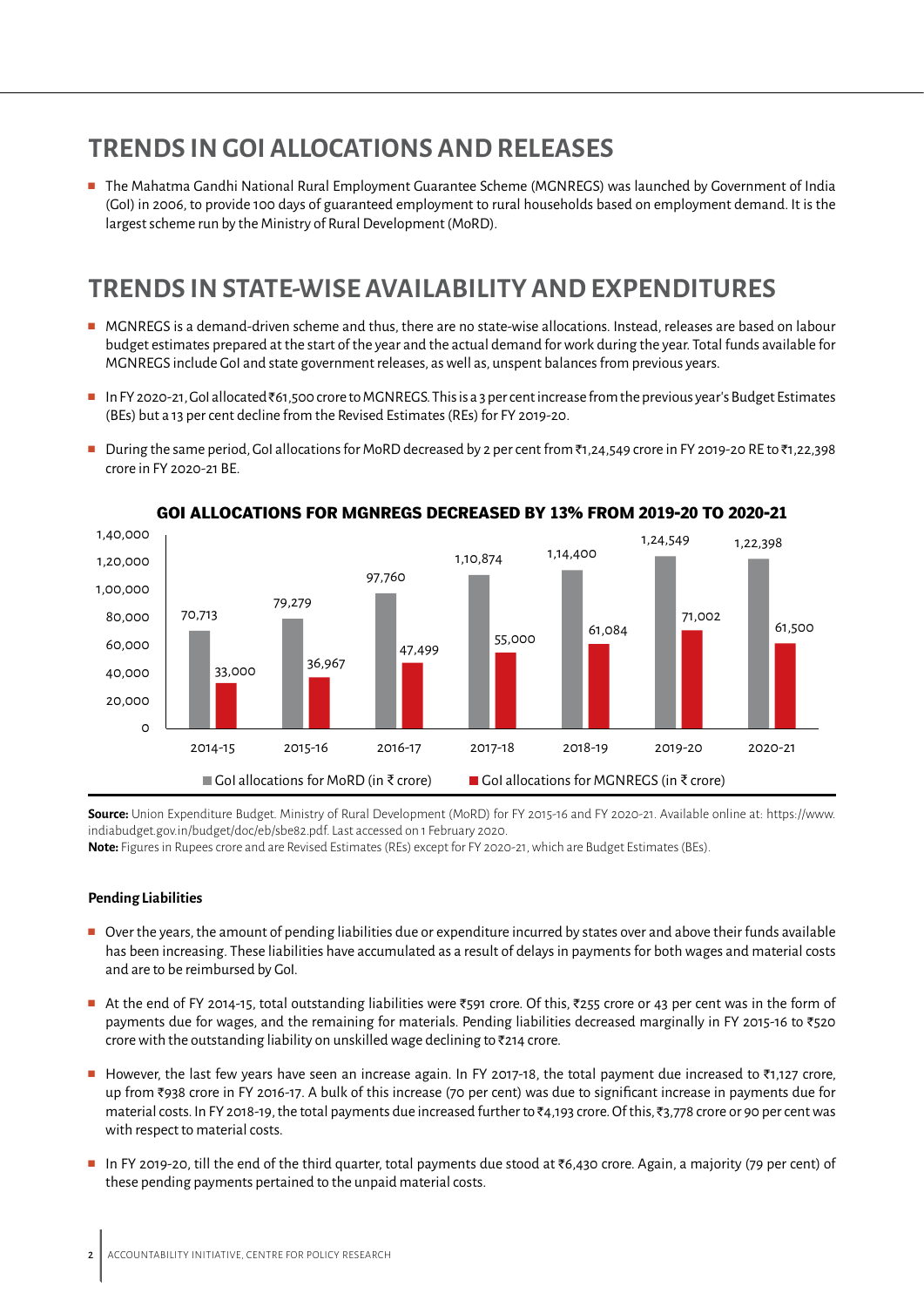## TRENDS IN GOI ALLOCATIONS AND RELEASES

- The Mahatma Gandhi National Rural Employment Guarantee Scheme (MGNREGS) was launched by Government of India (GoI) in 2006, to provide 100 days of guaranteed employment to rural households based on employment demand. It is the largest scheme run by the Ministry of Rural Development (MoRD).

## TRENDS IN STATE-WISE AVAILABILITY AND EXPENDITURES

- MGNREGS is a demand-driven scheme and thus, there are no state-wise allocations. Instead, releases are based on labour budget estimates prepared at the start of the year and the actual demand for work during the year. Total funds available for MGNREGS include GoI and state government releases, as well as, unspent balances from previous years.
- In FY 2020-21, GoI allocated ₹61,500 crore to MGNREGS. This is a 3 per cent increase from the previous year's Budget Estimates (BEs) but a 13 per cent decline from the Revised Estimates (REs) for FY 2019-20.
- During the same period, GoI allocations for MoRD decreased by 2 per cent from ₹1,24,549 crore in FY 2019-20 RE to ₹1,22,398 crore in FY 2020-21 BE.

**GOI ALLOCATIONS FOR MGNREGS DECREASED BY 13% FROM 2019-20 TO 2020-21**

| Year | GoI allocations for MoRD (in ₹ crore) | GoI allocations for MGNREGS (in ₹ crore) |
|---|---|---|
| 2014-15 | 70,713 | 33,000 |
| 2015-16 | 79,279 | 36,967 |
| 2016-17 | 97,760 | 47,499 |
| 2017-18 | 1,10,874 | 55,000 |
| 2018-19 | 1,14,400 | 61,084 |
| 2019-20 | 1,24,549 | 71,002 |
| 2020-21 | 1,22,398 | 61,500 |

**Source:** Union Expenditure Budget. Ministry of Rural Development (MoRD) for FY 2015-16 and FY 2020-21. Available online at: https://www.indiabudget.gov.in/budget/doc/eb/sbe82.pdf. Last accessed on 1 February 2020.
**Note:** Figures in Rupees crore and are Revised Estimates (REs) except for FY 2020-21, which are Budget Estimates (BEs).

### Pending Liabilities

- Over the years, the amount of pending liabilities due or expenditure incurred by states over and above their funds available has been increasing. These liabilities have accumulated as a result of delays in payments for both wages and material costs and are to be reimbursed by GoI.
- At the end of FY 2014-15, total outstanding liabilities were ₹591 crore. Of this, ₹255 crore or 43 per cent was in the form of payments due for wages, and the remaining for materials. Pending liabilities decreased marginally in FY 2015-16 to ₹520 crore with the outstanding liability on unskilled wage declining to ₹214 crore.
- However, the last few years have seen an increase again. In FY 2017-18, the total payment due increased to ₹1,127 crore, up from ₹938 crore in FY 2016-17. A bulk of this increase (70 per cent) was due to significant increase in payments due for material costs. In FY 2018-19, the total payments due increased further to ₹4,193 crore. Of this, ₹3,778 crore or 90 per cent was with respect to material costs.
- In FY 2019-20, till the end of the third quarter, total payments due stood at ₹6,430 crore. Again, a majority (79 per cent) of these pending payments pertained to the unpaid material costs.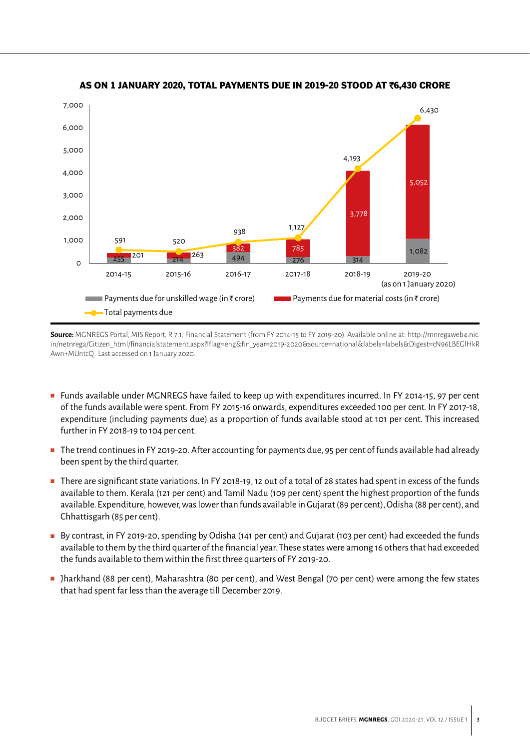**AS ON 1 JANUARY 2020, TOTAL PAYMENTS DUE IN 2019-20 STOOD AT ₹6,430 CRORE**

| Year | Payments due for unskilled wage (in ₹ crore) | Payments due for material costs (in ₹ crore) | Total payments due |
|---|---|---|---|
| 2014-15 | 255 | 201 | 591 |
| 2015-16 | 214 | 263 | 520 |
| 2016-17 | 494 | 382 | 938 |
| 2017-18 | 276 | 785 | 1,127 |
| 2018-19 | 314 | 3,778 | 4,193 |
| 2019-20 (as on 1 January 2020) | 1,082 | 5,052 | 6,430 |

**Source:** MGNREGS Portal, MIS Report, R 7.1, Financial Statement (from FY 2014-15 to FY 2019-20). Available online at: http://mnregaweb4.nic.in/netnrega/Citizen_html/financialstatement.aspx?lflag=eng&fin_year=2019-2020&source=national&labels=labels&Digest=cN96LBEGlHkRAwn+MUntcQ. Last accessed on 1 January 2020.

- Funds available under MGNREGS have failed to keep up with expenditures incurred. In FY 2014-15, 97 per cent of the funds available were spent. From FY 2015-16 onwards, expenditures exceeded 100 per cent. In FY 2017-18, expenditure (including payments due) as a proportion of funds available stood at 101 per cent. This increased further in FY 2018-19 to 104 per cent.
- The trend continues in FY 2019-20. After accounting for payments due, 95 per cent of funds available had already been spent by the third quarter.
- There are significant state variations. In FY 2018-19, 12 out of a total of 28 states had spent in excess of the funds available to them. Kerala (121 per cent) and Tamil Nadu (109 per cent) spent the highest proportion of the funds available. Expenditure, however, was lower than funds available in Gujarat (89 per cent), Odisha (88 per cent), and Chhattisgarh (85 per cent).
- By contrast, in FY 2019-20, spending by Odisha (141 per cent) and Gujarat (103 per cent) had exceeded the funds available to them by the third quarter of the financial year. These states were among 16 others that had exceeded the funds available to them within the first three quarters of FY 2019-20.
- Jharkhand (88 per cent), Maharashtra (80 per cent), and West Bengal (70 per cent) were among the few states that had spent far less than the average till December 2019.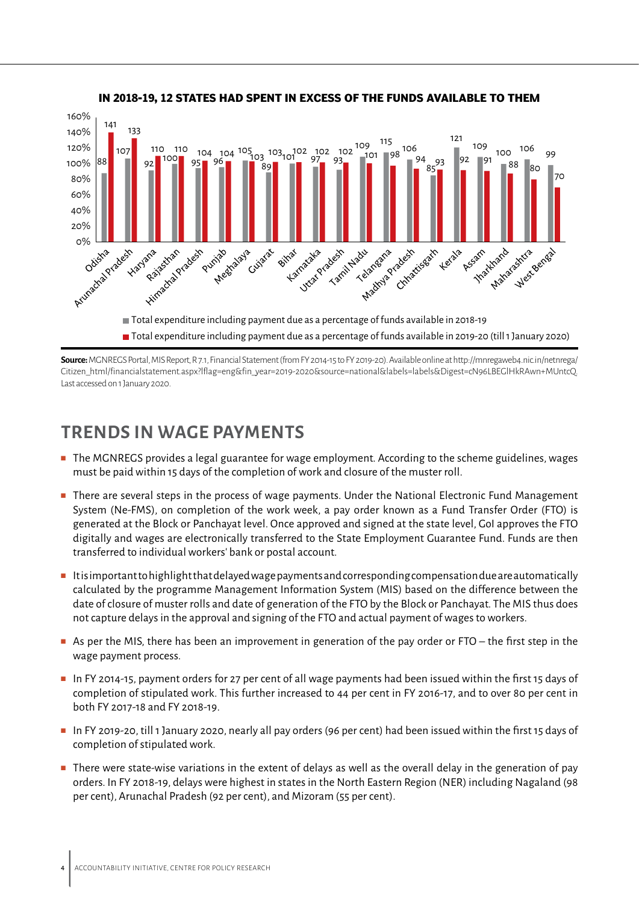**IN 2018-19, 12 STATES HAD SPENT IN EXCESS OF THE FUNDS AVAILABLE TO THEM**

| State | Total expenditure including payment due as a percentage of funds available in 2018-19 | Total expenditure including payment due as a percentage of funds available in 2019-20 (till 1 January 2020) |
|---|---|---|
| Odisha | 88 | 141 |
| Arunachal Pradesh | 107 | 133 |
| Haryana | 92 | 110 |
| Rajasthan | 100 | 110 |
| Himachal Pradesh | 95 | 104 |
| Punjab | 96 | 104 |
| Meghalaya | 105 | 103 |
| Gujarat | 89 | 103 |
| Bihar | 101 | 102 |
| Karnataka | 97 | 102 |
| Uttar Pradesh | 93 | 102 |
| Tamil Nadu | 109 | 101 |
| Telangana | 115 | 98 |
| Madhya Pradesh | 106 | 94 |
| Chhattisgarh | 85 | 93 |
| Kerala | 121 | 92 |
| Assam | 109 | 91 |
| Jharkhand | 100 | 88 |
| Maharashtra | 106 | 80 |
| West Bengal | 99 | 70 |

**Source:** MGNREGS Portal, MIS Report, R 7.1, Financial Statement (from FY 2014-15 to FY 2019-20). Available online at http://mnregaweb4.nic.in/netnrega/Citizen_html/financialstatement.aspx?lflag=eng&fin_year=2019-2020&source=national&labels=labels&Digest=cN96LBEGlHkRAwn+MUntcQ. Last accessed on 1 January 2020.

## TRENDS IN WAGE PAYMENTS

- The MGNREGS provides a legal guarantee for wage employment. According to the scheme guidelines, wages must be paid within 15 days of the completion of work and closure of the muster roll.
- There are several steps in the process of wage payments. Under the National Electronic Fund Management System (Ne-FMS), on completion of the work week, a pay order known as a Fund Transfer Order (FTO) is generated at the Block or Panchayat level. Once approved and signed at the state level, GoI approves the FTO digitally and wages are electronically transferred to the State Employment Guarantee Fund. Funds are then transferred to individual workers' bank or postal account.
- It is important to highlight that delayed wage payments and corresponding compensation due are automatically calculated by the programme Management Information System (MIS) based on the difference between the date of closure of muster rolls and date of generation of the FTO by the Block or Panchayat. The MIS thus does not capture delays in the approval and signing of the FTO and actual payment of wages to workers.
- As per the MIS, there has been an improvement in generation of the pay order or FTO – the first step in the wage payment process.
- In FY 2014-15, payment orders for 27 per cent of all wage payments had been issued within the first 15 days of completion of stipulated work. This further increased to 44 per cent in FY 2016-17, and to over 80 per cent in both FY 2017-18 and FY 2018-19.
- In FY 2019-20, till 1 January 2020, nearly all pay orders (96 per cent) had been issued within the first 15 days of completion of stipulated work.
- There were state-wise variations in the extent of delays as well as the overall delay in the generation of pay orders. In FY 2018-19, delays were highest in states in the North Eastern Region (NER) including Nagaland (98 per cent), Arunachal Pradesh (92 per cent), and Mizoram (55 per cent).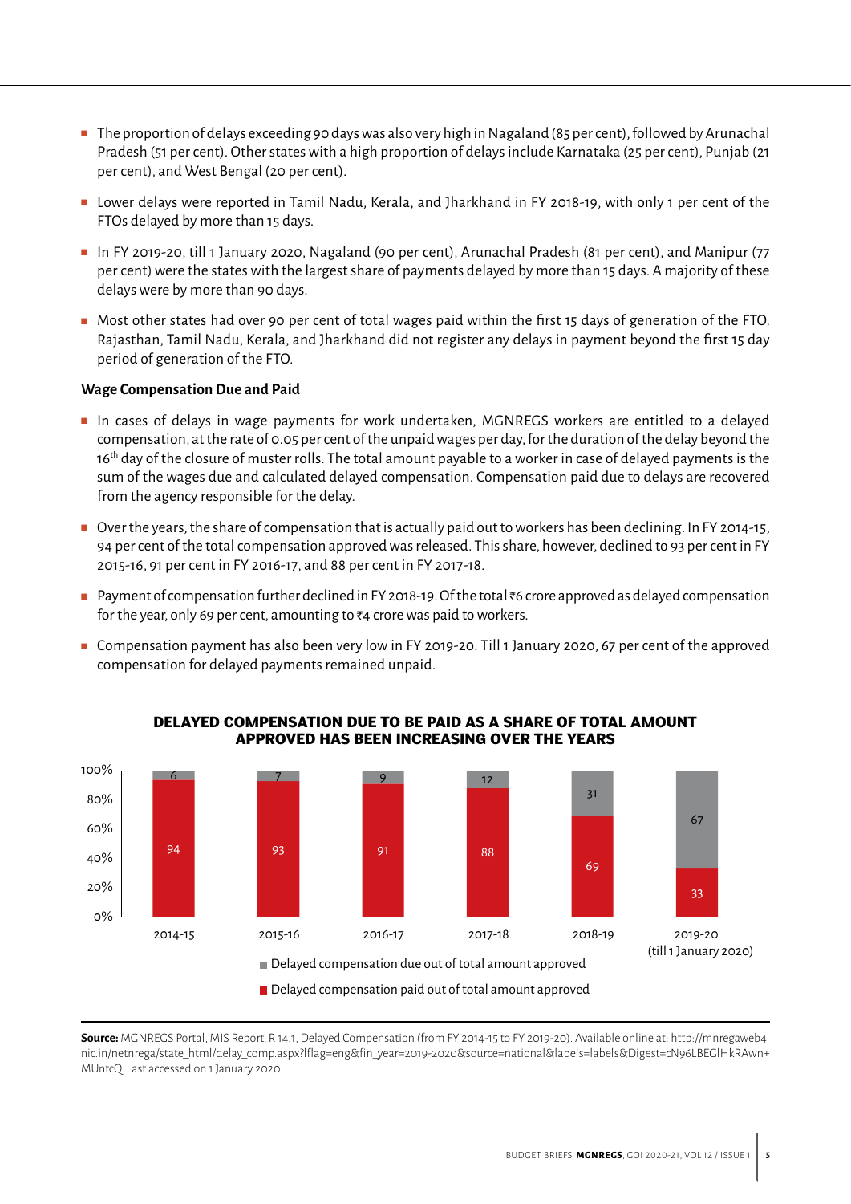- The proportion of delays exceeding 90 days was also very high in Nagaland (85 per cent), followed by Arunachal Pradesh (51 per cent). Other states with a high proportion of delays include Karnataka (25 per cent), Punjab (21 per cent), and West Bengal (20 per cent).
- Lower delays were reported in Tamil Nadu, Kerala, and Jharkhand in FY 2018-19, with only 1 per cent of the FTOs delayed by more than 15 days.
- In FY 2019-20, till 1 January 2020, Nagaland (90 per cent), Arunachal Pradesh (81 per cent), and Manipur (77 per cent) were the states with the largest share of payments delayed by more than 15 days. A majority of these delays were by more than 90 days.
- Most other states had over 90 per cent of total wages paid within the first 15 days of generation of the FTO. Rajasthan, Tamil Nadu, Kerala, and Jharkhand did not register any delays in payment beyond the first 15 day period of generation of the FTO.

**Wage Compensation Due and Paid**

- In cases of delays in wage payments for work undertaken, MGNREGS workers are entitled to a delayed compensation, at the rate of 0.05 per cent of the unpaid wages per day, for the duration of the delay beyond the 16th day of the closure of muster rolls. The total amount payable to a worker in case of delayed payments is the sum of the wages due and calculated delayed compensation. Compensation paid due to delays are recovered from the agency responsible for the delay.
- Over the years, the share of compensation that is actually paid out to workers has been declining. In FY 2014-15, 94 per cent of the total compensation approved was released. This share, however, declined to 93 per cent in FY 2015-16, 91 per cent in FY 2016-17, and 88 per cent in FY 2017-18.
- Payment of compensation further declined in FY 2018-19. Of the total ₹6 crore approved as delayed compensation for the year, only 69 per cent, amounting to ₹4 crore was paid to workers.
- Compensation payment has also been very low in FY 2019-20. Till 1 January 2020, 67 per cent of the approved compensation for delayed payments remained unpaid.

**DELAYED COMPENSATION DUE TO BE PAID AS A SHARE OF TOTAL AMOUNT APPROVED HAS BEEN INCREASING OVER THE YEARS**

| Year | Delayed compensation paid out of total amount approved (%) | Delayed compensation due out of total amount approved (%) |
|---|---|---|
| 2014-15 | 94 | 6 |
| 2015-16 | 93 | 7 |
| 2016-17 | 91 | 9 |
| 2017-18 | 88 | 12 |
| 2018-19 | 69 | 31 |
| 2019-20 (till 1 January 2020) | 33 | 67 |

**Source:** MGNREGS Portal, MIS Report, R 14.1, Delayed Compensation (from FY 2014-15 to FY 2019-20). Available online at: http://mnregaweb4.nic.in/netnrega/state_html/delay_comp.aspx?lflag=eng&fin_year=2019-2020&source=national&labels=labels&Digest=cN96LBEGIHkRAwn+MUntcQ. Last accessed on 1 January 2020.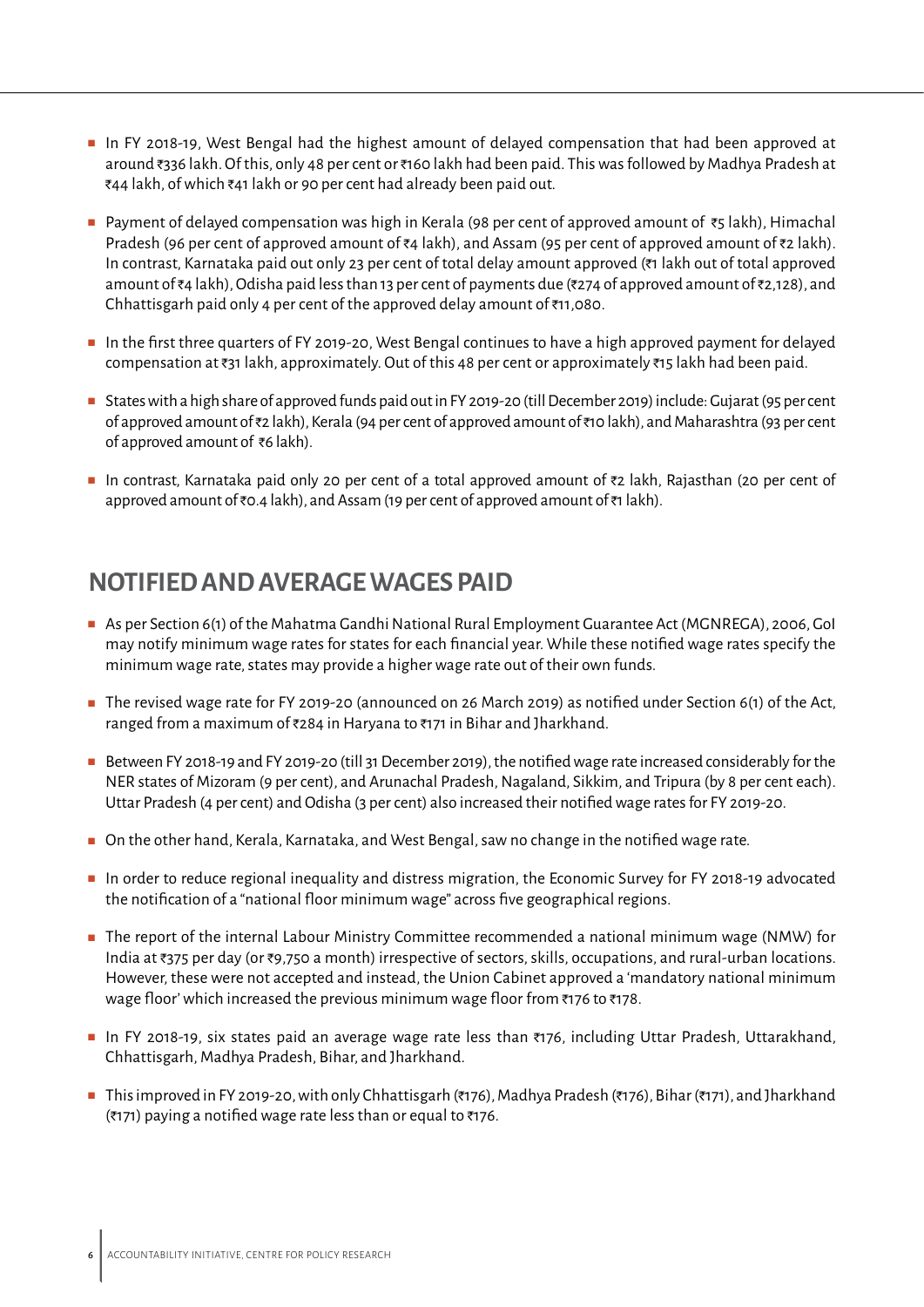- In FY 2018-19, West Bengal had the highest amount of delayed compensation that had been approved at around ₹336 lakh. Of this, only 48 per cent or ₹160 lakh had been paid. This was followed by Madhya Pradesh at ₹44 lakh, of which ₹41 lakh or 90 per cent had already been paid out.
- Payment of delayed compensation was high in Kerala (98 per cent of approved amount of ₹5 lakh), Himachal Pradesh (96 per cent of approved amount of ₹4 lakh), and Assam (95 per cent of approved amount of ₹2 lakh). In contrast, Karnataka paid out only 23 per cent of total delay amount approved (₹1 lakh out of total approved amount of ₹4 lakh), Odisha paid less than 13 per cent of payments due (₹274 of approved amount of ₹2,128), and Chhattisgarh paid only 4 per cent of the approved delay amount of ₹11,080.
- In the first three quarters of FY 2019-20, West Bengal continues to have a high approved payment for delayed compensation at ₹31 lakh, approximately. Out of this 48 per cent or approximately ₹15 lakh had been paid.
- States with a high share of approved funds paid out in FY 2019-20 (till December 2019) include: Gujarat (95 per cent of approved amount of ₹2 lakh), Kerala (94 per cent of approved amount of ₹10 lakh), and Maharashtra (93 per cent of approved amount of ₹6 lakh).
- In contrast, Karnataka paid only 20 per cent of a total approved amount of ₹2 lakh, Rajasthan (20 per cent of approved amount of ₹0.4 lakh), and Assam (19 per cent of approved amount of ₹1 lakh).

## NOTIFIED AND AVERAGE WAGES PAID

- As per Section 6(1) of the Mahatma Gandhi National Rural Employment Guarantee Act (MGNREGA), 2006, GoI may notify minimum wage rates for states for each financial year. While these notified wage rates specify the minimum wage rate, states may provide a higher wage rate out of their own funds.
- The revised wage rate for FY 2019-20 (announced on 26 March 2019) as notified under Section 6(1) of the Act, ranged from a maximum of ₹284 in Haryana to ₹171 in Bihar and Jharkhand.
- Between FY 2018-19 and FY 2019-20 (till 31 December 2019), the notified wage rate increased considerably for the NER states of Mizoram (9 per cent), and Arunachal Pradesh, Nagaland, Sikkim, and Tripura (by 8 per cent each). Uttar Pradesh (4 per cent) and Odisha (3 per cent) also increased their notified wage rates for FY 2019-20.
- On the other hand, Kerala, Karnataka, and West Bengal, saw no change in the notified wage rate.
- In order to reduce regional inequality and distress migration, the Economic Survey for FY 2018-19 advocated the notification of a "national floor minimum wage" across five geographical regions.
- The report of the internal Labour Ministry Committee recommended a national minimum wage (NMW) for India at ₹375 per day (or ₹9,750 a month) irrespective of sectors, skills, occupations, and rural-urban locations. However, these were not accepted and instead, the Union Cabinet approved a 'mandatory national minimum wage floor' which increased the previous minimum wage floor from ₹176 to ₹178.
- In FY 2018-19, six states paid an average wage rate less than ₹176, including Uttar Pradesh, Uttarakhand, Chhattisgarh, Madhya Pradesh, Bihar, and Jharkhand.
- This improved in FY 2019-20, with only Chhattisgarh (₹176), Madhya Pradesh (₹176), Bihar (₹171), and Jharkhand (₹171) paying a notified wage rate less than or equal to ₹176.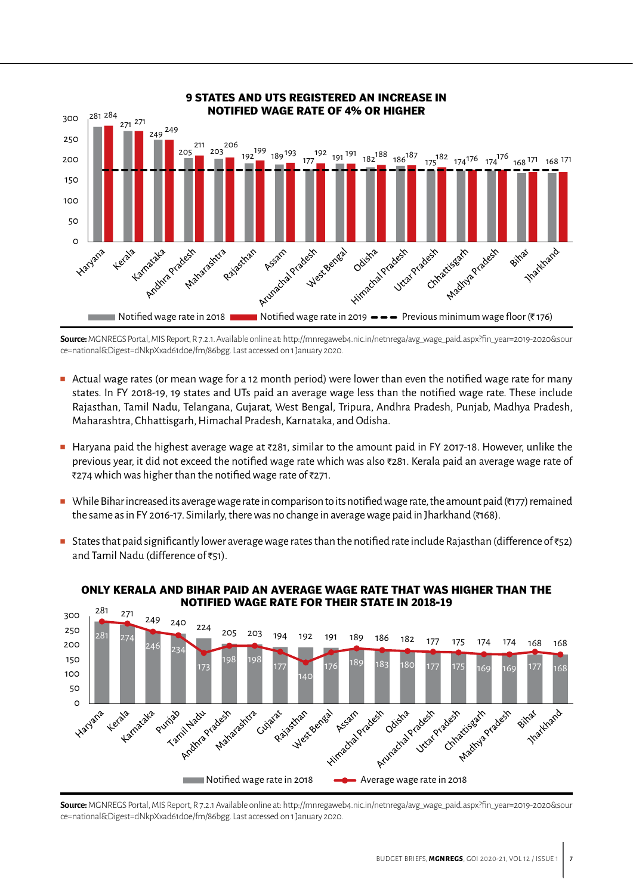### 9 STATES AND UTS REGISTERED AN INCREASE IN NOTIFIED WAGE RATE OF 4% OR HIGHER

| State | Notified wage rate in 2018 | Notified wage rate in 2019 |
|---|---|---|
| Haryana | 281 | 284 |
| Kerala | 271 | 271 |
| Karnataka | 249 | 249 |
| Andhra Pradesh | 205 | 211 |
| Maharashtra | 203 | 206 |
| Rajasthan | 192 | 199 |
| Assam | 189 | 193 |
| Arunachal Pradesh | 177 | 192 |
| West Bengal | 191 | 191 |
| Odisha | 182 | 188 |
| Himachal Pradesh | 186 | 187 |
| Uttar Pradesh | 175 | 182 |
| Chhattisgarh | 174 | 176 |
| Madhya Pradesh | 174 | 176 |
| Bihar | 168 | 171 |
| Jharkhand | 168 | 171 |

Notified wage rate in 2018 — Notified wage rate in 2019 — Previous minimum wage floor (₹176)

**Source:** MGNREGS Portal, MIS Report, R 7.2.1. Available online at: http://mnregaweb4.nic.in/netnrega/avg_wage_paid.aspx?fin_year=2019-2020&source=national&Digest=dNkpXxad61d0e/fm/86bgg. Last accessed on 1 January 2020.

- Actual wage rates (or mean wage for a 12 month period) were lower than even the notified wage rate for many states. In FY 2018-19, 19 states and UTs paid an average wage less than the notified wage rate. These include Rajasthan, Tamil Nadu, Telangana, Gujarat, West Bengal, Tripura, Andhra Pradesh, Punjab, Madhya Pradesh, Maharashtra, Chhattisgarh, Himachal Pradesh, Karnataka, and Odisha.
- Haryana paid the highest average wage at ₹281, similar to the amount paid in FY 2017-18. However, unlike the previous year, it did not exceed the notified wage rate which was also ₹281. Kerala paid an average wage rate of ₹274 which was higher than the notified wage rate of ₹271.
- While Bihar increased its average wage rate in comparison to its notified wage rate, the amount paid (₹177) remained the same as in FY 2016-17. Similarly, there was no change in average wage paid in Jharkhand (₹168).
- States that paid significantly lower average wage rates than the notified rate include Rajasthan (difference of ₹52) and Tamil Nadu (difference of ₹51).

### ONLY KERALA AND BIHAR PAID AN AVERAGE WAGE RATE THAT WAS HIGHER THAN THE NOTIFIED WAGE RATE FOR THEIR STATE IN 2018-19

| State | Notified wage rate in 2018 | Average wage rate in 2018 |
|---|---|---|
| Haryana | 281 | 281 |
| Kerala | 271 | 274 |
| Karnataka | 249 | 246 |
| Punjab | 240 | 234 |
| Tamil Nadu | 224 | 173 |
| Andhra Pradesh | 205 | 198 |
| Maharashtra | 203 | 198 |
| Gujarat | 194 | 177 |
| Rajasthan | 192 | 140 |
| West Bengal | 191 | 176 |
| Assam | 189 | 189 |
| Himachal Pradesh | 186 | 183 |
| Odisha | 182 | 180 |
| Arunachal Pradesh | 177 | 177 |
| Uttar Pradesh | 175 | 175 |
| Chhattisgarh | 174 | 169 |
| Madhya Pradesh | 174 | 169 |
| Bihar | 168 | 177 |
| Jharkhand | 168 | 168 |

**Source:** MGNREGS Portal, MIS Report, R 7.2.1 Available online at: http://mnregaweb4.nic.in/netnrega/avg_wage_paid.aspx?fin_year=2019-2020&source=national&Digest=dNkpXxad61d0e/fm/86bgg. Last accessed on 1 January 2020.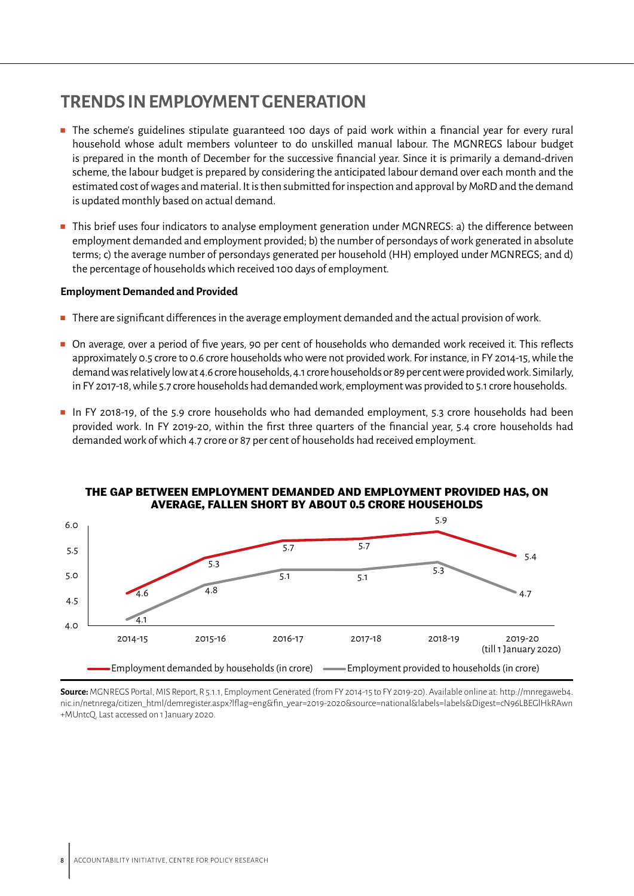## TRENDS IN EMPLOYMENT GENERATION

- The scheme's guidelines stipulate guaranteed 100 days of paid work within a financial year for every rural household whose adult members volunteer to do unskilled manual labour. The MGNREGS labour budget is prepared in the month of December for the successive financial year. Since it is primarily a demand-driven scheme, the labour budget is prepared by considering the anticipated labour demand over each month and the estimated cost of wages and material. It is then submitted for inspection and approval by MoRD and the demand is updated monthly based on actual demand.
- This brief uses four indicators to analyse employment generation under MGNREGS: a) the difference between employment demanded and employment provided; b) the number of persondays of work generated in absolute terms; c) the average number of persondays generated per household (HH) employed under MGNREGS; and d) the percentage of households which received 100 days of employment.

**Employment Demanded and Provided**

- There are significant differences in the average employment demanded and the actual provision of work.
- On average, over a period of five years, 90 per cent of households who demanded work received it. This reflects approximately 0.5 crore to 0.6 crore households who were not provided work. For instance, in FY 2014-15, while the demand was relatively low at 4.6 crore households, 4.1 crore households or 89 per cent were provided work. Similarly, in FY 2017-18, while 5.7 crore households had demanded work, employment was provided to 5.1 crore households.
- In FY 2018-19, of the 5.9 crore households who had demanded employment, 5.3 crore households had been provided work. In FY 2019-20, within the first three quarters of the financial year, 5.4 crore households had demanded work of which 4.7 crore or 87 per cent of households had received employment.

**THE GAP BETWEEN EMPLOYMENT DEMANDED AND EMPLOYMENT PROVIDED HAS, ON AVERAGE, FALLEN SHORT BY ABOUT 0.5 CRORE HOUSEHOLDS**

| | 2014-15 | 2015-16 | 2016-17 | 2017-18 | 2018-19 | 2019-20 (till 1 January 2020) |
|---|---|---|---|---|---|---|
| Employment demanded by households (in crore) | 4.6 | 5.3 | 5.7 | 5.7 | 5.9 | 5.4 |
| Employment provided to households (in crore) | 4.1 | 4.8 | 5.1 | 5.1 | 5.3 | 4.7 |

**Source:** MGNREGS Portal, MIS Report, R 5.1.1, Employment Generated (from FY 2014-15 to FY 2019-20). Available online at: http://mnregaweb4.nic.in/netnrega/citizen_html/demregister.aspx?lflag=eng&fin_year=2019-2020&source=national&labels=labels&Digest=cN96LBEGlHkRAwn+MUntcQ. Last accessed on 1 January 2020.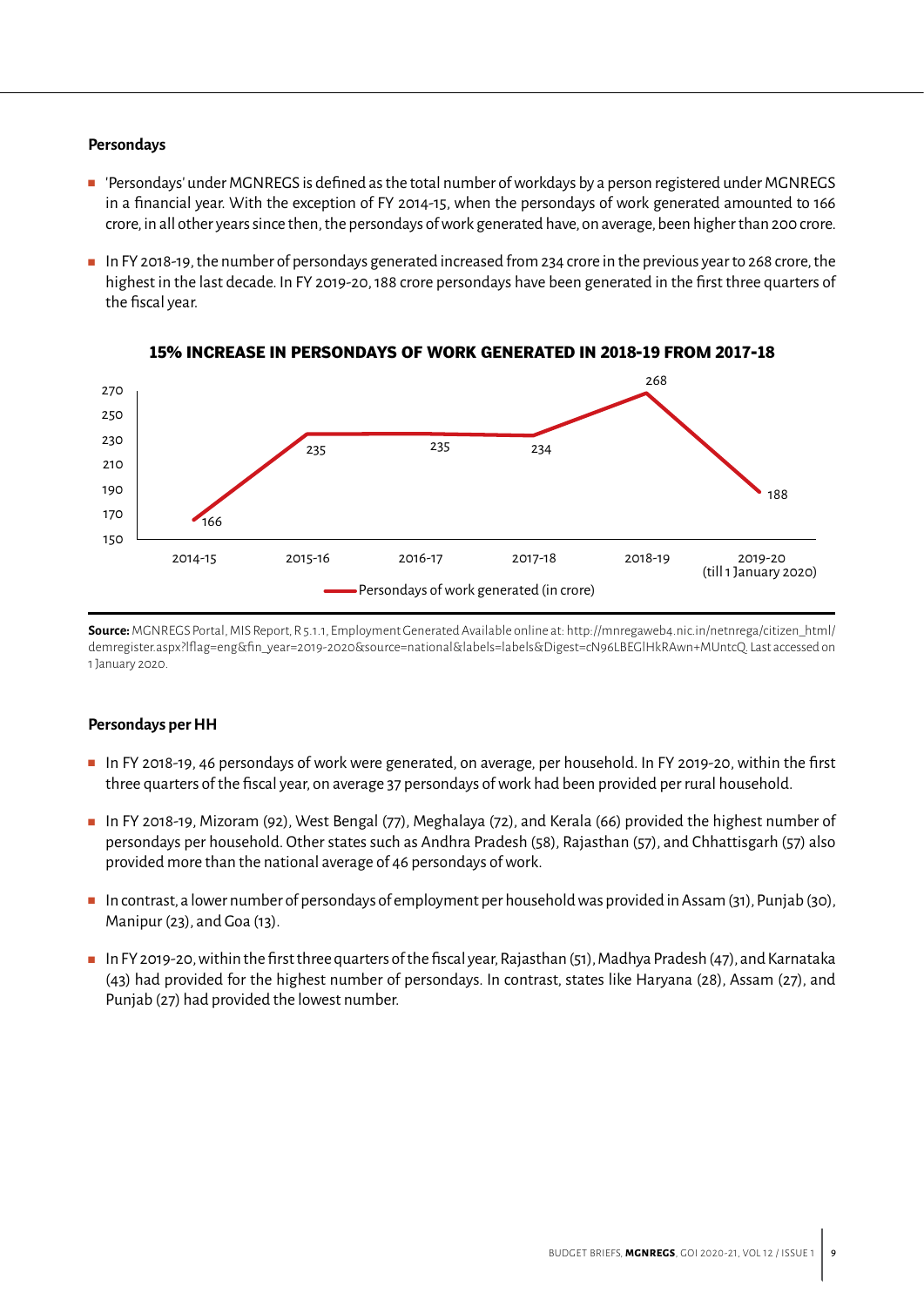### Persondays

- 'Persondays' under MGNREGS is defined as the total number of workdays by a person registered under MGNREGS in a financial year. With the exception of FY 2014-15, when the persondays of work generated amounted to 166 crore, in all other years since then, the persondays of work generated have, on average, been higher than 200 crore.
- In FY 2018-19, the number of persondays generated increased from 234 crore in the previous year to 268 crore, the highest in the last decade. In FY 2019-20, 188 crore persondays have been generated in the first three quarters of the fiscal year.

**15% INCREASE IN PERSONDAYS OF WORK GENERATED IN 2018-19 FROM 2017-18**

| Year | Persondays of work generated (in crore) |
|---|---|
| 2014-15 | 166 |
| 2015-16 | 235 |
| 2016-17 | 235 |
| 2017-18 | 234 |
| 2018-19 | 268 |
| 2019-20 (till 1 January 2020) | 188 |

**Source:** MGNREGS Portal, MIS Report, R 5.1.1, Employment Generated Available online at: http://mnregaweb4.nic.in/netnrega/citizen_html/demregister.aspx?lflag=eng&fin_year=2019-2020&source=national&labels=labels&Digest=cN96LBEGIHkRAwn+MUntcQ. Last accessed on 1 January 2020.

### Persondays per HH

- In FY 2018-19, 46 persondays of work were generated, on average, per household. In FY 2019-20, within the first three quarters of the fiscal year, on average 37 persondays of work had been provided per rural household.
- In FY 2018-19, Mizoram (92), West Bengal (77), Meghalaya (72), and Kerala (66) provided the highest number of persondays per household. Other states such as Andhra Pradesh (58), Rajasthan (57), and Chhattisgarh (57) also provided more than the national average of 46 persondays of work.
- In contrast, a lower number of persondays of employment per household was provided in Assam (31), Punjab (30), Manipur (23), and Goa (13).
- In FY 2019-20, within the first three quarters of the fiscal year, Rajasthan (51), Madhya Pradesh (47), and Karnataka (43) had provided for the highest number of persondays. In contrast, states like Haryana (28), Assam (27), and Punjab (27) had provided the lowest number.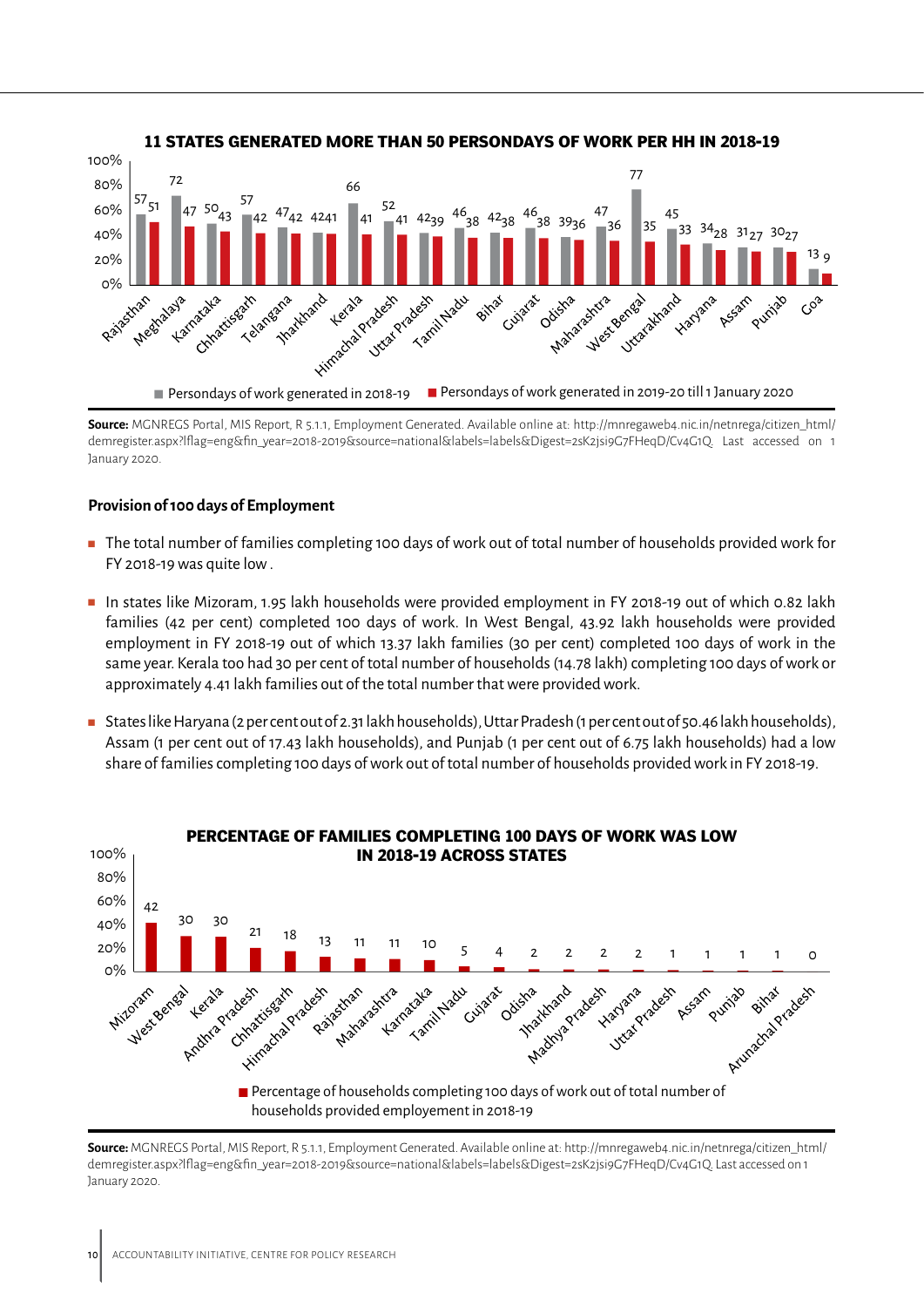### 11 STATES GENERATED MORE THAN 50 PERSONDAYS OF WORK PER HH IN 2018-19

| State | Persondays of work generated in 2018-19 | Persondays of work generated in 2019-20 till 1 January 2020 |
|---|---|---|
| Rajasthan | 57 | 51 |
| Meghalaya | 72 | 47 |
| Karnataka | 50 | 43 |
| Chhattisgarh | 57 | 42 |
| Telangana | 47 | 42 |
| Jharkhand | 42 | 41 |
| Kerala | 66 | 41 |
| Himachal Pradesh | 52 | 41 |
| Uttar Pradesh | 42 | 39 |
| Tamil Nadu | 46 | 38 |
| Bihar | 42 | 38 |
| Gujarat | 46 | 38 |
| Odisha | 39 | 36 |
| Maharashtra | 47 | 36 |
| West Bengal | 77 | 35 |
| Uttarakhand | 45 | 33 |
| Haryana | 34 | 28 |
| Assam | 31 | 27 |
| Punjab | 30 | 27 |
| Goa | 13 | 9 |

**Source:** MGNREGS Portal, MIS Report, R 5.1.1, Employment Generated. Available online at: http://mnregaweb4.nic.in/netnrega/citizen_html/demregister.aspx?lflag=eng&fin_year=2018-2019&source=national&labels=labels&Digest=2sK2jsi9G7FHeqD/Cv4G1Q. Last accessed on 1 January 2020.

### Provision of 100 days of Employment

- The total number of families completing 100 days of work out of total number of households provided work for FY 2018-19 was quite low .
- In states like Mizoram, 1.95 lakh households were provided employment in FY 2018-19 out of which 0.82 lakh families (42 per cent) completed 100 days of work. In West Bengal, 43.92 lakh households were provided employment in FY 2018-19 out of which 13.37 lakh families (30 per cent) completed 100 days of work in the same year. Kerala too had 30 per cent of total number of households (14.78 lakh) completing 100 days of work or approximately 4.41 lakh families out of the total number that were provided work.
- States like Haryana (2 per cent out of 2.31 lakh households), Uttar Pradesh (1 per cent out of 50.46 lakh households), Assam (1 per cent out of 17.43 lakh households), and Punjab (1 per cent out of 6.75 lakh households) had a low share of families completing 100 days of work out of total number of households provided work in FY 2018-19.

### PERCENTAGE OF FAMILIES COMPLETING 100 DAYS OF WORK WAS LOW IN 2018-19 ACROSS STATES

| State | Percentage of households completing 100 days of work out of total number of households provided employement in 2018-19 |
|---|---|
| Mizoram | 42 |
| West Bengal | 30 |
| Kerala | 30 |
| Andhra Pradesh | 21 |
| Chhattisgarh | 18 |
| Himachal Pradesh | 13 |
| Rajasthan | 11 |
| Maharashtra | 11 |
| Karnataka | 10 |
| Tamil Nadu | 5 |
| Gujarat | 4 |
| Odisha | 2 |
| Jharkhand | 2 |
| Madhya Pradesh | 2 |
| Haryana | 2 |
| Uttar Pradesh | 1 |
| Assam | 1 |
| Punjab | 1 |
| Bihar | 1 |
| Arunachal Pradesh | 0 |

**Source:** MGNREGS Portal, MIS Report, R 5.1.1, Employment Generated. Available online at: http://mnregaweb4.nic.in/netnrega/citizen_html/demregister.aspx?lflag=eng&fin_year=2018-2019&source=national&labels=labels&Digest=2sK2jsi9G7FHeqD/Cv4G1Q. Last accessed on 1 January 2020.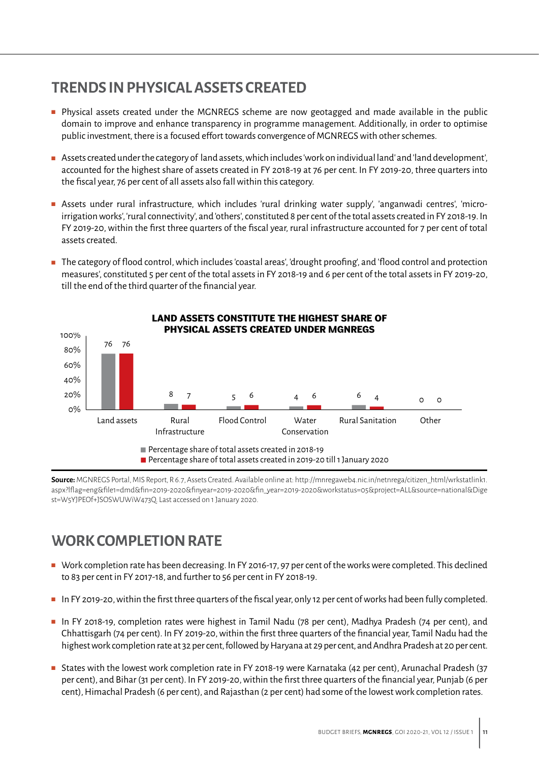## TRENDS IN PHYSICAL ASSETS CREATED

- Physical assets created under the MGNREGS scheme are now geotagged and made available in the public domain to improve and enhance transparency in programme management. Additionally, in order to optimise public investment, there is a focused effort towards convergence of MGNREGS with other schemes.
- Assets created under the category of land assets, which includes 'work on individual land' and 'land development', accounted for the highest share of assets created in FY 2018-19 at 76 per cent. In FY 2019-20, three quarters into the fiscal year, 76 per cent of all assets also fall within this category.
- Assets under rural infrastructure, which includes 'rural drinking water supply', 'anganwadi centres', 'micro-irrigation works', 'rural connectivity', and 'others', constituted 8 per cent of the total assets created in FY 2018-19. In FY 2019-20, within the first three quarters of the fiscal year, rural infrastructure accounted for 7 per cent of total assets created.
- The category of flood control, which includes 'coastal areas', 'drought proofing', and 'flood control and protection measures', constituted 5 per cent of the total assets in FY 2018-19 and 6 per cent of the total assets in FY 2019-20, till the end of the third quarter of the financial year.

**LAND ASSETS CONSTITUTE THE HIGHEST SHARE OF PHYSICAL ASSETS CREATED UNDER MGNREGS**

| | Percentage share of total assets created in 2018-19 | Percentage share of total assets created in 2019-20 till 1 January 2020 |
|---|---|---|
| Land assets | 76 | 76 |
| Rural Infrastructure | 8 | 7 |
| Flood Control | 5 | 6 |
| Water Conservation | 4 | 6 |
| Rural Sanitation | 6 | 4 |
| Other | 0 | 0 |

**Source:** MGNREGS Portal, MIS Report, R 6.7, Assets Created. Available online at: http://mnregaweb4.nic.in/netnrega/citizen_html/wrkstatlink1.aspx?lflag=eng&file1=dmd&fin=2019-2020&finyear=2019-2020&fin_year=2019-2020&workstatus=05&project=ALL&source=national&Digest=W5YJPEOf+JSOSWUWiW473Q. Last accessed on 1 January 2020.

## WORK COMPLETION RATE

- Work completion rate has been decreasing. In FY 2016-17, 97 per cent of the works were completed. This declined to 83 per cent in FY 2017-18, and further to 56 per cent in FY 2018-19.
- In FY 2019-20, within the first three quarters of the fiscal year, only 12 per cent of works had been fully completed.
- In FY 2018-19, completion rates were highest in Tamil Nadu (78 per cent), Madhya Pradesh (74 per cent), and Chhattisgarh (74 per cent). In FY 2019-20, within the first three quarters of the financial year, Tamil Nadu had the highest work completion rate at 32 per cent, followed by Haryana at 29 per cent, and Andhra Pradesh at 20 per cent.
- States with the lowest work completion rate in FY 2018-19 were Karnataka (42 per cent), Arunachal Pradesh (37 per cent), and Bihar (31 per cent). In FY 2019-20, within the first three quarters of the financial year, Punjab (6 per cent), Himachal Pradesh (6 per cent), and Rajasthan (2 per cent) had some of the lowest work completion rates.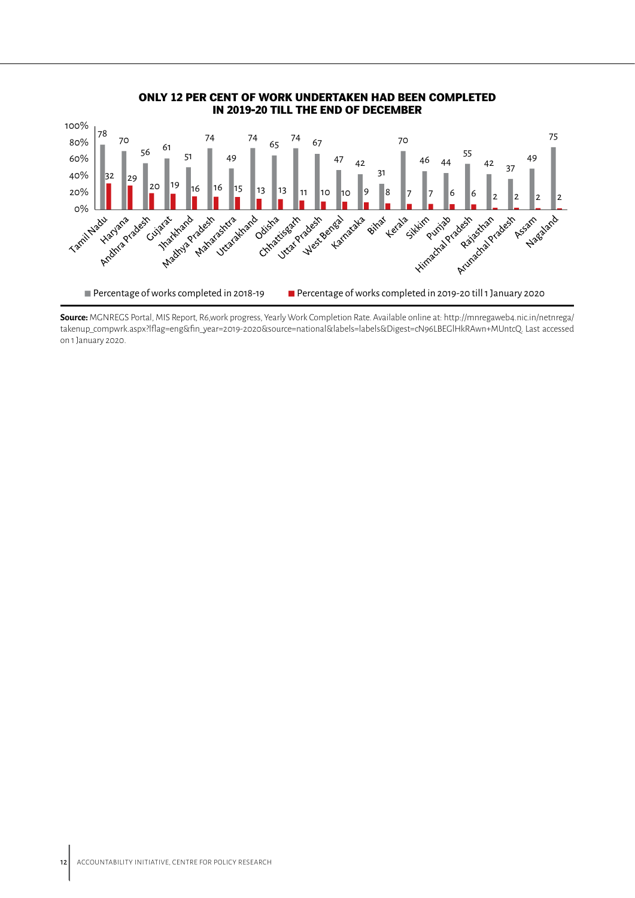## ONLY 12 PER CENT OF WORK UNDERTAKEN HAD BEEN COMPLETED IN 2019-20 TILL THE END OF DECEMBER

100%
80%
60%
40%
20%
0%

Tamil Nadu 78 32
Haryana 70 29
Andhra Pradesh 56 20
Gujarat 61 19
Jharkhand 51 16
Madhya Pradesh 74 16
Maharashtra 49 15
Uttarakhand 74 13
Odisha 65 13
Chhattisgarh 74 11
Uttar Pradesh 67 10
West Bengal 47 10
Karnataka 42 9
Bihar 31 8
Kerala 70 7
Sikkim 46 7
Punjab 44 6
Himachal Pradesh 55 6
Rajasthan 42 2
Arunachal Pradesh 37 2
Assam 49 2
Nagaland 75 2

Percentage of works completed in 2018-19

Percentage of works completed in 2019-20 till 1 January 2020

**Source:** MGNREGS Portal, MIS Report, R6,work progress, Yearly Work Completion Rate. Available online at: http://mnregaweb4.nic.in/netnrega/takenup_compwrk.aspx?lflag=eng&fin_year=2019-2020&source=national&labels=labels&Digest=cN96LBEGlHkRAwn+MUntcQ. Last accessed on 1 January 2020.